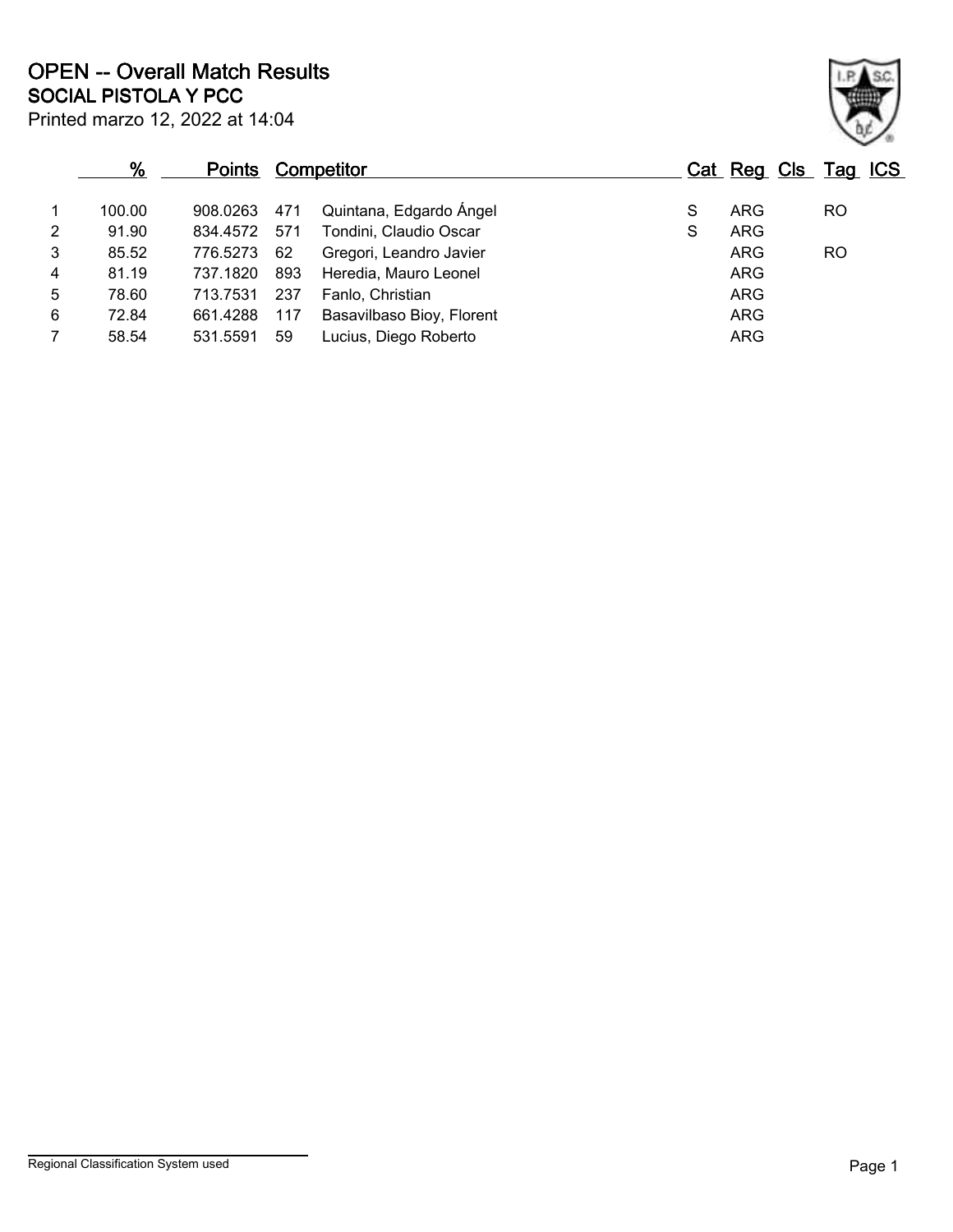# OPEN -- Overall Match Results

## SOCIAL PISTOLA Y PCC

Printed marzo 12, 2022 at 14:04

| | % | Points | Competitor | | Cat | Reg | Cls | Tag | ICS |
|---|---|---|---|---|---|---|---|---|---|
| 1 | 100.00 | 908.0263 | 471 | Quintana, Edgardo Ángel | S | ARG | | RO | |
| 2 | 91.90 | 834.4572 | 571 | Tondini, Claudio Oscar | S | ARG | | | |
| 3 | 85.52 | 776.5273 | 62 | Gregori, Leandro Javier | | ARG | | RO | |
| 4 | 81.19 | 737.1820 | 893 | Heredia, Mauro Leonel | | ARG | | | |
| 5 | 78.60 | 713.7531 | 237 | Fanlo, Christian | | ARG | | | |
| 6 | 72.84 | 661.4288 | 117 | Basavilbaso Bioy, Florent | | ARG | | | |
| 7 | 58.54 | 531.5591 | 59 | Lucius, Diego Roberto | | ARG | | | |

Regional Classification System used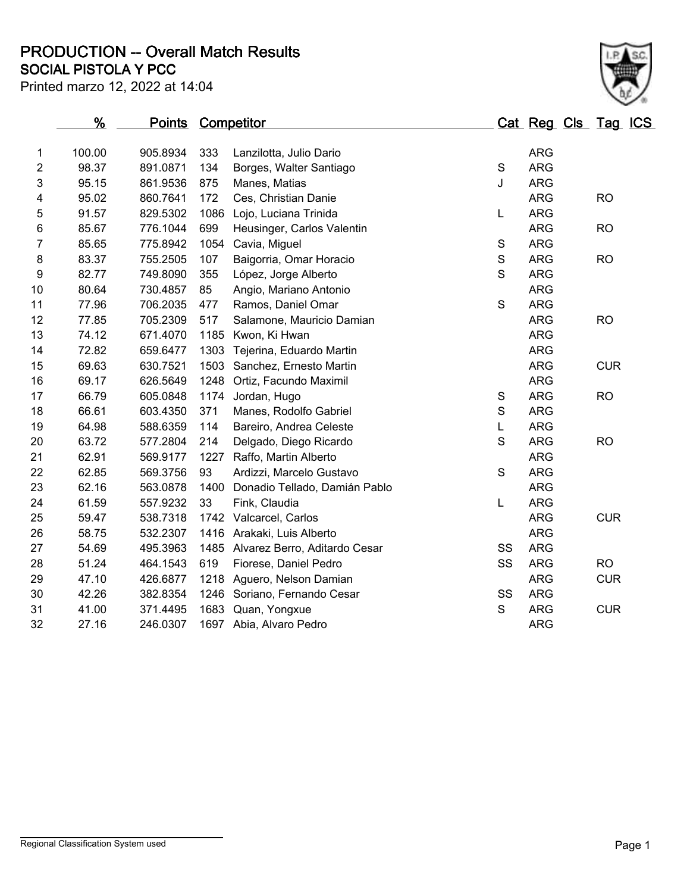# PRODUCTION -- Overall Match Results

## SOCIAL PISTOLA Y PCC

Printed marzo 12, 2022 at 14:04

| | % | Points | Competitor | | Cat | Reg | Cls | Tag | ICS |
|---|---|---|---|---|---|---|---|---|---|
| 1 | 100.00 | 905.8934 | 333 | Lanzilotta, Julio Dario | | ARG | | | |
| 2 | 98.37 | 891.0871 | 134 | Borges, Walter Santiago | S | ARG | | | |
| 3 | 95.15 | 861.9536 | 875 | Manes, Matias | J | ARG | | | |
| 4 | 95.02 | 860.7641 | 172 | Ces, Christian Danie | | ARG | | RO | |
| 5 | 91.57 | 829.5302 | 1086 | Lojo, Luciana Trinida | L | ARG | | | |
| 6 | 85.67 | 776.1044 | 699 | Heusinger, Carlos Valentin | | ARG | | RO | |
| 7 | 85.65 | 775.8942 | 1054 | Cavia, Miguel | S | ARG | | | |
| 8 | 83.37 | 755.2505 | 107 | Baigorria, Omar Horacio | S | ARG | | RO | |
| 9 | 82.77 | 749.8090 | 355 | López, Jorge Alberto | S | ARG | | | |
| 10 | 80.64 | 730.4857 | 85 | Angio, Mariano Antonio | | ARG | | | |
| 11 | 77.96 | 706.2035 | 477 | Ramos, Daniel Omar | S | ARG | | | |
| 12 | 77.85 | 705.2309 | 517 | Salamone, Mauricio Damian | | ARG | | RO | |
| 13 | 74.12 | 671.4070 | 1185 | Kwon, Ki Hwan | | ARG | | | |
| 14 | 72.82 | 659.6477 | 1303 | Tejerina, Eduardo Martin | | ARG | | | |
| 15 | 69.63 | 630.7521 | 1503 | Sanchez, Ernesto Martin | | ARG | | CUR | |
| 16 | 69.17 | 626.5649 | 1248 | Ortiz, Facundo Maximil | | ARG | | | |
| 17 | 66.79 | 605.0848 | 1174 | Jordan, Hugo | S | ARG | | RO | |
| 18 | 66.61 | 603.4350 | 371 | Manes, Rodolfo Gabriel | S | ARG | | | |
| 19 | 64.98 | 588.6359 | 114 | Bareiro, Andrea Celeste | L | ARG | | | |
| 20 | 63.72 | 577.2804 | 214 | Delgado, Diego Ricardo | S | ARG | | RO | |
| 21 | 62.91 | 569.9177 | 1227 | Raffo, Martin Alberto | | ARG | | | |
| 22 | 62.85 | 569.3756 | 93 | Ardizzi, Marcelo Gustavo | S | ARG | | | |
| 23 | 62.16 | 563.0878 | 1400 | Donadio Tellado, Damián Pablo | | ARG | | | |
| 24 | 61.59 | 557.9232 | 33 | Fink, Claudia | L | ARG | | | |
| 25 | 59.47 | 538.7318 | 1742 | Valcarcel, Carlos | | ARG | | CUR | |
| 26 | 58.75 | 532.2307 | 1416 | Arakaki, Luis Alberto | | ARG | | | |
| 27 | 54.69 | 495.3963 | 1485 | Alvarez Berro, Aditardo Cesar | SS | ARG | | | |
| 28 | 51.24 | 464.1543 | 619 | Fiorese, Daniel Pedro | SS | ARG | | RO | |
| 29 | 47.10 | 426.6877 | 1218 | Aguero, Nelson Damian | | ARG | | CUR | |
| 30 | 42.26 | 382.8354 | 1246 | Soriano, Fernando Cesar | SS | ARG | | | |
| 31 | 41.00 | 371.4495 | 1683 | Quan, Yongxue | S | ARG | | CUR | |
| 32 | 27.16 | 246.0307 | 1697 | Abia, Alvaro Pedro | | ARG | | | |

Regional Classification System used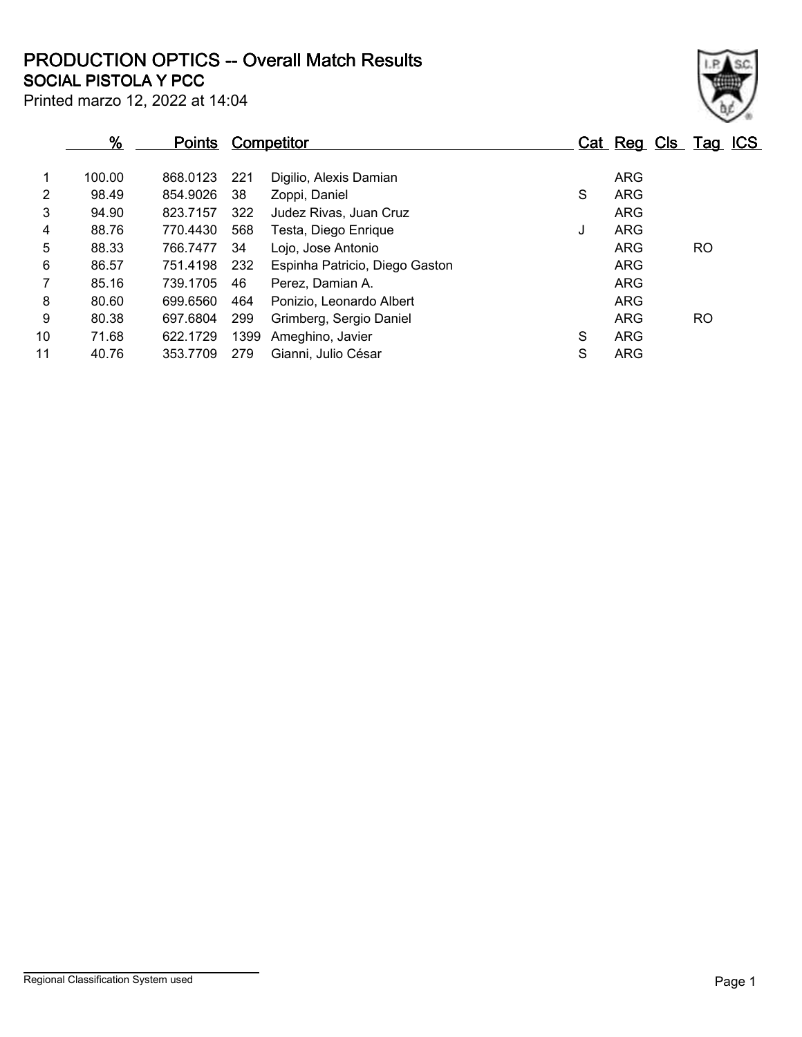# PRODUCTION OPTICS -- Overall Match Results

## SOCIAL PISTOLA Y PCC

Printed marzo 12, 2022 at 14:04

| | % | Points | Competitor | | Cat | Reg | Cls | Tag | ICS |
|---|---|---|---|---|---|---|---|---|---|
| 1 | 100.00 | 868.0123 | 221 | Digilio, Alexis Damian | | ARG | | | |
| 2 | 98.49 | 854.9026 | 38 | Zoppi, Daniel | S | ARG | | | |
| 3 | 94.90 | 823.7157 | 322 | Judez Rivas, Juan Cruz | | ARG | | | |
| 4 | 88.76 | 770.4430 | 568 | Testa, Diego Enrique | J | ARG | | | |
| 5 | 88.33 | 766.7477 | 34 | Lojo, Jose Antonio | | ARG | | RO | |
| 6 | 86.57 | 751.4198 | 232 | Espinha Patricio, Diego Gaston | | ARG | | | |
| 7 | 85.16 | 739.1705 | 46 | Perez, Damian A. | | ARG | | | |
| 8 | 80.60 | 699.6560 | 464 | Ponizio, Leonardo Albert | | ARG | | | |
| 9 | 80.38 | 697.6804 | 299 | Grimberg, Sergio Daniel | | ARG | | RO | |
| 10 | 71.68 | 622.1729 | 1399 | Ameghino, Javier | S | ARG | | | |
| 11 | 40.76 | 353.7709 | 279 | Gianni, Julio César | S | ARG | | | |

Regional Classification System used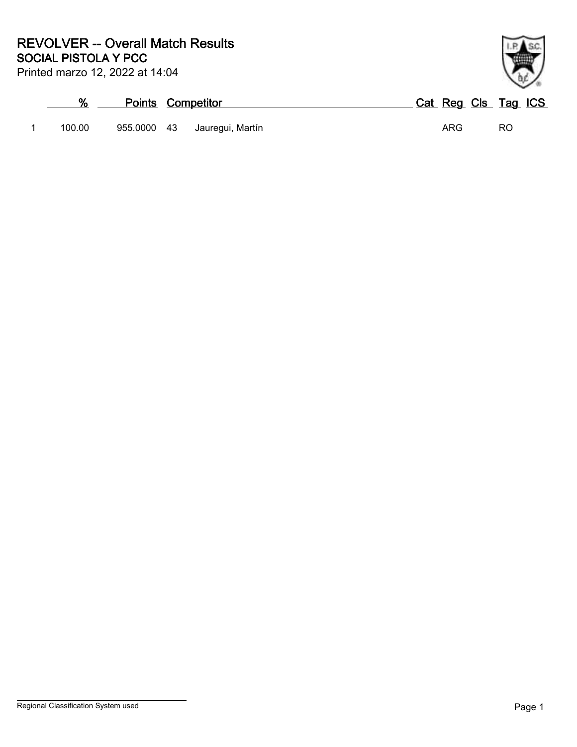# REVOLVER -- Overall Match Results

## SOCIAL PISTOLA Y PCC

Printed marzo 12, 2022 at 14:04

| | % | Points | Competitor | | Cat | Reg | Cls | Tag | ICS |
|---|---|---|---|---|---|---|---|---|---|
| 1 | 100.00 | 955.0000 | 43 | Jauregui, Martín | | ARG | | RO | |

Regional Classification System used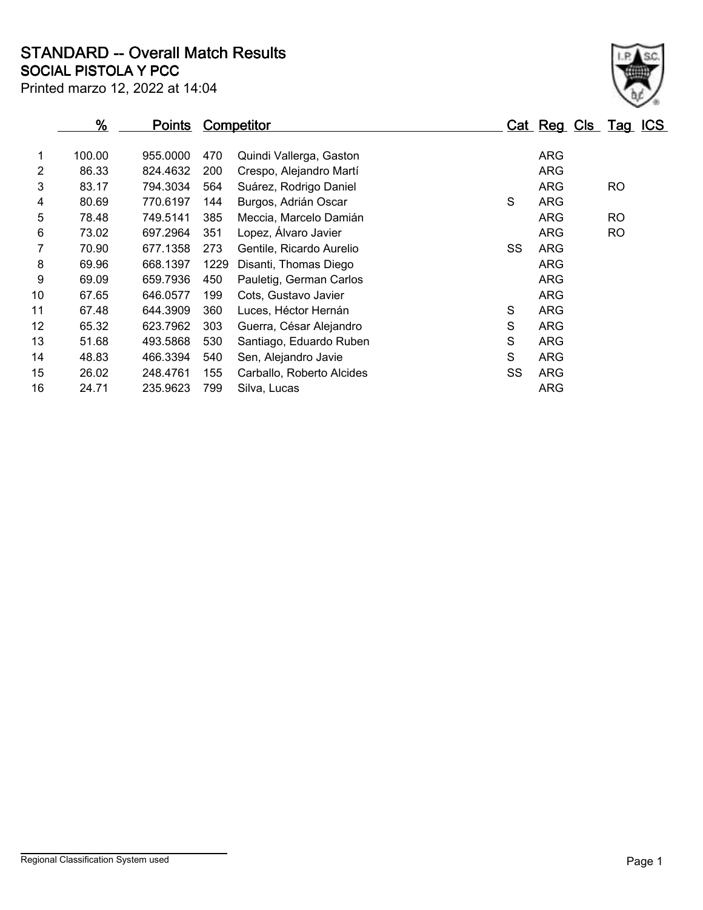# STANDARD -- Overall Match Results

## SOCIAL PISTOLA Y PCC

Printed marzo 12, 2022 at 14:04

| | % | Points | Competitor | | Cat | Reg | Cls | Tag | ICS |
|---|---|---|---|---|---|---|---|---|---|
| 1 | 100.00 | 955.0000 | 470 | Quindi Vallerga, Gaston | | ARG | | | |
| 2 | 86.33 | 824.4632 | 200 | Crespo, Alejandro Martí | | ARG | | | |
| 3 | 83.17 | 794.3034 | 564 | Suárez, Rodrigo Daniel | | ARG | | RO | |
| 4 | 80.69 | 770.6197 | 144 | Burgos, Adrián Oscar | S | ARG | | | |
| 5 | 78.48 | 749.5141 | 385 | Meccia, Marcelo Damián | | ARG | | RO | |
| 6 | 73.02 | 697.2964 | 351 | Lopez, Álvaro Javier | | ARG | | RO | |
| 7 | 70.90 | 677.1358 | 273 | Gentile, Ricardo Aurelio | SS | ARG | | | |
| 8 | 69.96 | 668.1397 | 1229 | Disanti, Thomas Diego | | ARG | | | |
| 9 | 69.09 | 659.7936 | 450 | Pauletig, German Carlos | | ARG | | | |
| 10 | 67.65 | 646.0577 | 199 | Cots, Gustavo Javier | | ARG | | | |
| 11 | 67.48 | 644.3909 | 360 | Luces, Héctor Hernán | S | ARG | | | |
| 12 | 65.32 | 623.7962 | 303 | Guerra, César Alejandro | S | ARG | | | |
| 13 | 51.68 | 493.5868 | 530 | Santiago, Eduardo Ruben | S | ARG | | | |
| 14 | 48.83 | 466.3394 | 540 | Sen, Alejandro Javie | S | ARG | | | |
| 15 | 26.02 | 248.4761 | 155 | Carballo, Roberto Alcides | SS | ARG | | | |
| 16 | 24.71 | 235.9623 | 799 | Silva, Lucas | | ARG | | | |

Regional Classification System used